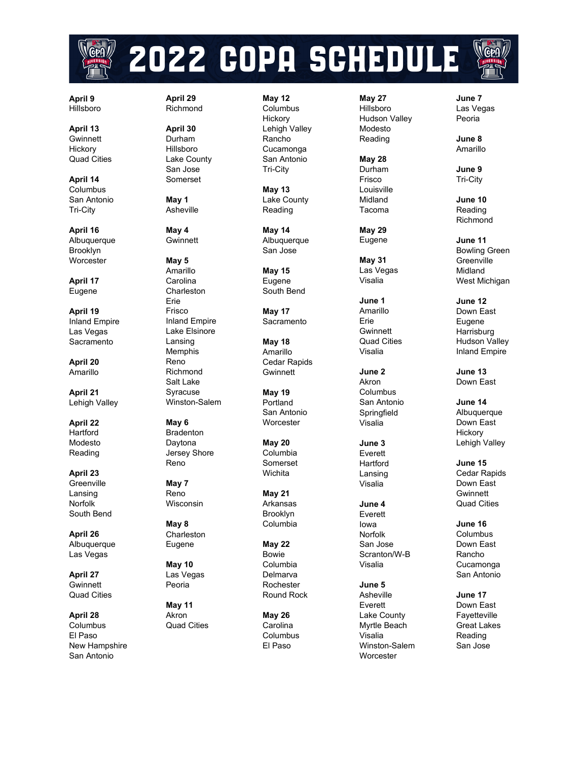# 2022 COPA SCHEDULE

**April 9**
Hillsboro

**April 13**
Gwinnett
Hickory
Quad Cities

**April 14**
Columbus
San Antonio
Tri-City

**April 16**
Albuquerque
Brooklyn
Worcester

**April 17**
Eugene

**April 19**
Inland Empire
Las Vegas
Sacramento

**April 20**
Amarillo

**April 21**
Lehigh Valley

**April 22**
Hartford
Modesto
Reading

**April 23**
Greenville
Lansing
Norfolk
South Bend

**April 26**
Albuquerque
Las Vegas

**April 27**
Gwinnett
Quad Cities

**April 28**
Columbus
El Paso
New Hampshire
San Antonio

**April 29**
Richmond

**April 30**
Durham
Hillsboro
Lake County
San Jose
Somerset

**May 1**
Asheville

**May 4**
Gwinnett

**May 5**
Amarillo
Carolina
Charleston
Erie
Frisco
Inland Empire
Lake Elsinore
Lansing
Memphis
Reno
Richmond
Salt Lake
Syracuse
Winston-Salem

**May 6**
Bradenton
Daytona
Jersey Shore
Reno

**May 7**
Reno
Wisconsin

**May 8**
Charleston
Eugene

**May 10**
Las Vegas
Peoria

**May 11**
Akron
Quad Cities

**May 12**
Columbus
Hickory
Lehigh Valley
Rancho Cucamonga
San Antonio
Tri-City

**May 13**
Lake County
Reading

**May 14**
Albuquerque
San Jose

**May 15**
Eugene
South Bend

**May 17**
Sacramento

**May 18**
Amarillo
Cedar Rapids
Gwinnett

**May 19**
Portland
San Antonio
Worcester

**May 20**
Columbia
Somerset
Wichita

**May 21**
Arkansas
Brooklyn
Columbia

**May 22**
Bowie
Columbia
Delmarva
Rochester
Round Rock

**May 26**
Carolina
Columbus
El Paso

**May 27**
Hillsboro
Hudson Valley
Modesto
Reading

**May 28**
Durham
Frisco
Louisville
Midland
Tacoma

**May 29**
Eugene

**May 31**
Las Vegas
Visalia

**June 1**
Amarillo
Erie
Gwinnett
Quad Cities
Visalia

**June 2**
Akron
Columbus
San Antonio
Springfield
Visalia

**June 3**
Everett
Hartford
Lansing
Visalia

**June 4**
Everett
Iowa
Norfolk
San Jose
Scranton/W-B
Visalia

**June 5**
Asheville
Everett
Lake County
Myrtle Beach
Visalia
Winston-Salem
Worcester

**June 7**
Las Vegas
Peoria

**June 8**
Amarillo

**June 9**
Tri-City

**June 10**
Reading
Richmond

**June 11**
Bowling Green
Greenville
Midland
West Michigan

**June 12**
Down East
Eugene
Harrisburg
Hudson Valley
Inland Empire

**June 13**
Down East

**June 14**
Albuquerque
Down East
Hickory
Lehigh Valley

**June 15**
Cedar Rapids
Down East
Gwinnett
Quad Cities

**June 16**
Columbus
Down East
Rancho Cucamonga
San Antonio

**June 17**
Down East
Fayetteville
Great Lakes
Reading
San Jose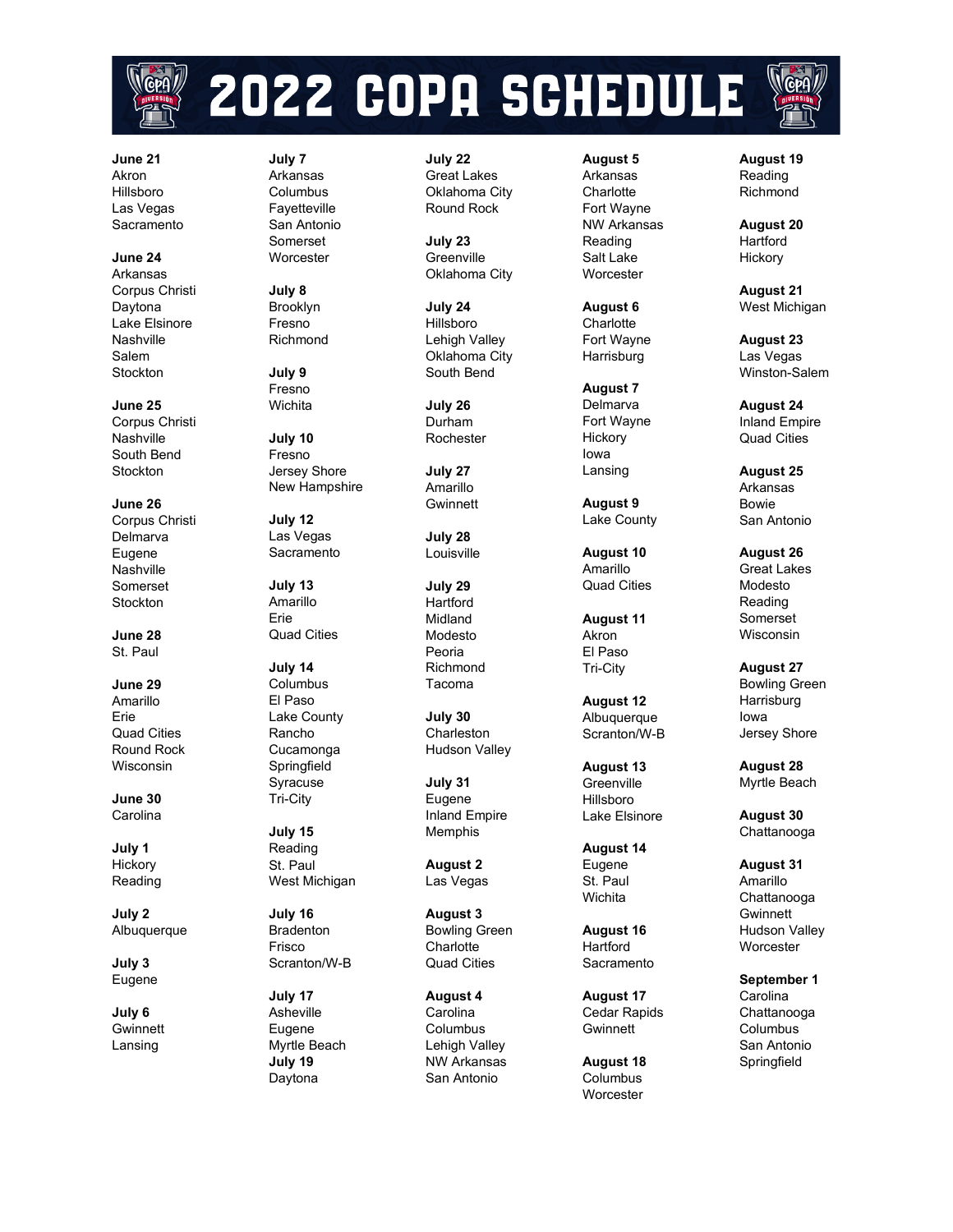# 2022 COPA SCHEDULE

**June 21**
Akron
Hillsboro
Las Vegas
Sacramento

**June 24**
Arkansas
Corpus Christi
Daytona
Lake Elsinore
Nashville
Salem
Stockton

**June 25**
Corpus Christi
Nashville
South Bend
Stockton

**June 26**
Corpus Christi
Delmarva
Eugene
Nashville
Somerset
Stockton

**June 28**
St. Paul

**June 29**
Amarillo
Erie
Quad Cities
Round Rock
Wisconsin

**June 30**
Carolina

**July 1**
Hickory
Reading

**July 2**
Albuquerque

**July 3**
Eugene

**July 6**
Gwinnett
Lansing

**July 7**
Arkansas
Columbus
Fayetteville
San Antonio
Somerset
Worcester

**July 8**
Brooklyn
Fresno
Richmond

**July 9**
Fresno
Wichita

**July 10**
Fresno
Jersey Shore
New Hampshire

**July 12**
Las Vegas
Sacramento

**July 13**
Amarillo
Erie
Quad Cities

**July 14**
Columbus
El Paso
Lake County
Rancho Cucamonga
Springfield
Syracuse
Tri-City

**July 15**
Reading
St. Paul
West Michigan

**July 16**
Bradenton
Frisco
Scranton/W-B

**July 17**
Asheville
Eugene
Myrtle Beach

**July 19**
Daytona

**July 22**
Great Lakes
Oklahoma City
Round Rock

**July 23**
Greenville
Oklahoma City

**July 24**
Hillsboro
Lehigh Valley
Oklahoma City
South Bend

**July 26**
Durham
Rochester

**July 27**
Amarillo
Gwinnett

**July 28**
Louisville

**July 29**
Hartford
Midland
Modesto
Peoria
Richmond
Tacoma

**July 30**
Charleston
Hudson Valley

**July 31**
Eugene
Inland Empire
Memphis

**August 2**
Las Vegas

**August 3**
Bowling Green
Charlotte
Quad Cities

**August 4**
Carolina
Columbus
Lehigh Valley
NW Arkansas
San Antonio

**August 5**
Arkansas
Charlotte
Fort Wayne
NW Arkansas
Reading
Salt Lake
Worcester

**August 6**
Charlotte
Fort Wayne
Harrisburg

**August 7**
Delmarva
Fort Wayne
Hickory
Iowa
Lansing

**August 9**
Lake County

**August 10**
Amarillo
Quad Cities

**August 11**
Akron
El Paso
Tri-City

**August 12**
Albuquerque
Scranton/W-B

**August 13**
Greenville
Hillsboro
Lake Elsinore

**August 14**
Eugene
St. Paul
Wichita

**August 16**
Hartford
Sacramento

**August 17**
Cedar Rapids
Gwinnett

**August 18**
Columbus
Worcester

**August 19**
Reading
Richmond

**August 20**
Hartford
Hickory

**August 21**
West Michigan

**August 23**
Las Vegas
Winston-Salem

**August 24**
Inland Empire
Quad Cities

**August 25**
Arkansas
Bowie
San Antonio

**August 26**
Great Lakes
Modesto
Reading
Somerset
Wisconsin

**August 27**
Bowling Green
Harrisburg
Iowa
Jersey Shore

**August 28**
Myrtle Beach

**August 30**
Chattanooga

**August 31**
Amarillo
Chattanooga
Gwinnett
Hudson Valley
Worcester

**September 1**
Carolina
Chattanooga
Columbus
San Antonio
Springfield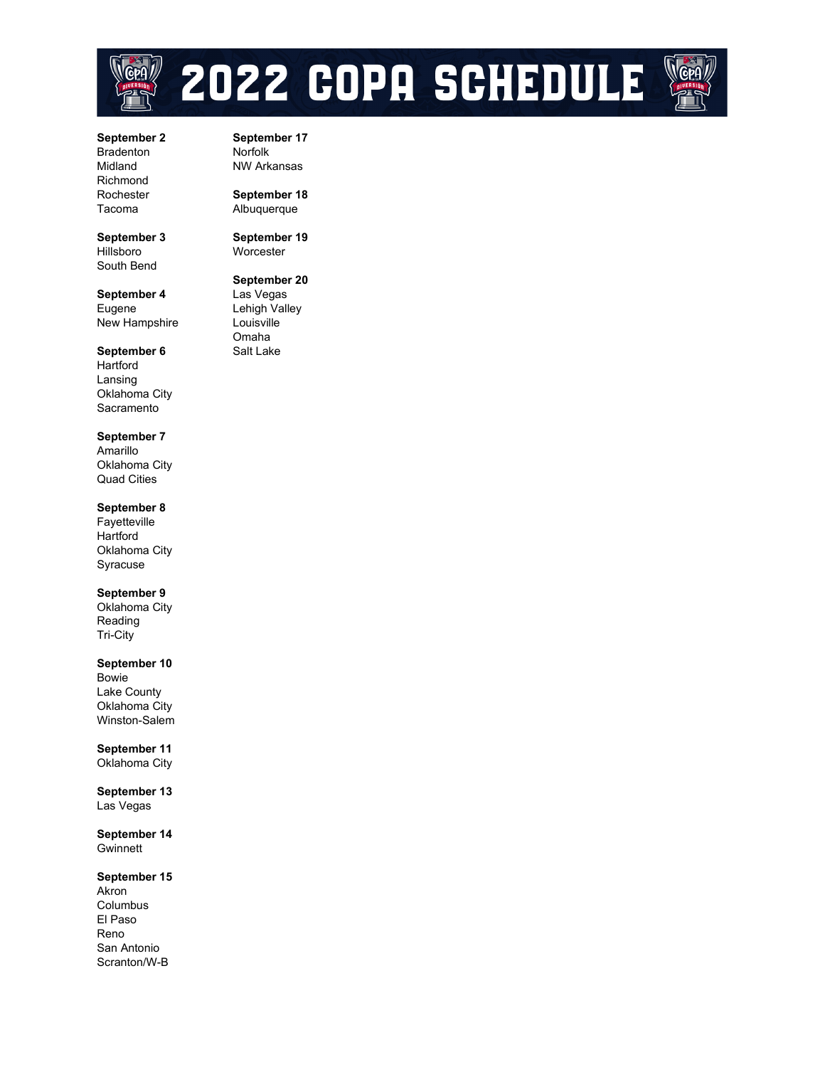# 2022 COPA SCHEDULE

**September 2**
Bradenton
Midland
Richmond
Rochester
Tacoma

**September 3**
Hillsboro
South Bend

**September 4**
Eugene
New Hampshire

**September 6**
Hartford
Lansing
Oklahoma City
Sacramento

**September 7**
Amarillo
Oklahoma City
Quad Cities

**September 8**
Fayetteville
Hartford
Oklahoma City
Syracuse

**September 9**
Oklahoma City
Reading
Tri-City

**September 10**
Bowie
Lake County
Oklahoma City
Winston-Salem

**September 11**
Oklahoma City

**September 13**
Las Vegas

**September 14**
Gwinnett

**September 15**
Akron
Columbus
El Paso
Reno
San Antonio
Scranton/W-B

**September 17**
Norfolk
NW Arkansas

**September 18**
Albuquerque

**September 19**
Worcester

**September 20**
Las Vegas
Lehigh Valley
Louisville
Omaha
Salt Lake